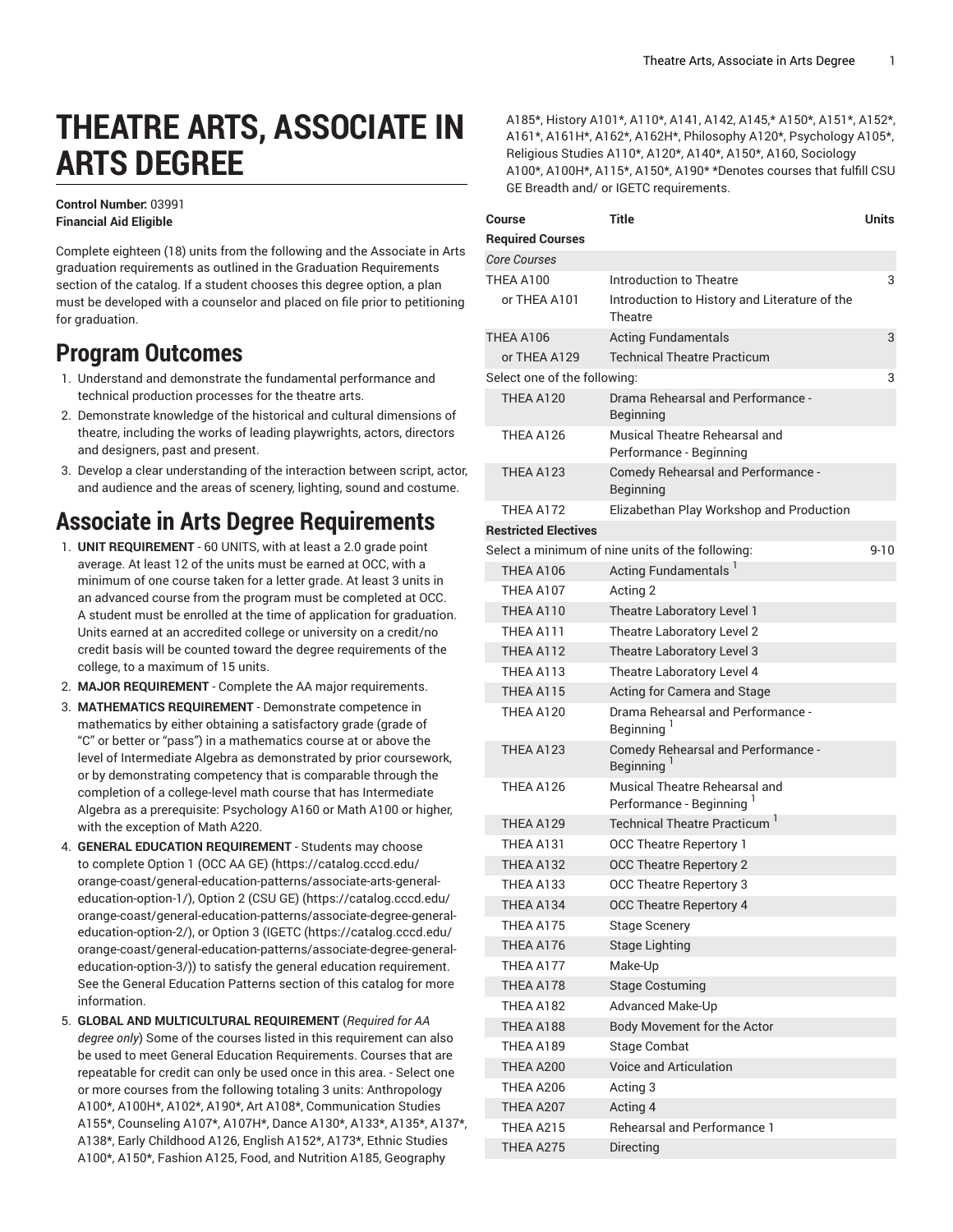# THEATRE ARTS, ASSOCIATE IN ARTS DEGREE

**Control Number:** 03991
**Financial Aid Eligible**

Complete eighteen (18) units from the following and the Associate in Arts graduation requirements as outlined in the Graduation Requirements section of the catalog. If a student chooses this degree option, a plan must be developed with a counselor and placed on file prior to petitioning for graduation.

## Program Outcomes

1. Understand and demonstrate the fundamental performance and technical production processes for the theatre arts.
2. Demonstrate knowledge of the historical and cultural dimensions of theatre, including the works of leading playwrights, actors, directors and designers, past and present.
3. Develop a clear understanding of the interaction between script, actor, and audience and the areas of scenery, lighting, sound and costume.

## Associate in Arts Degree Requirements

1. **UNIT REQUIREMENT** - 60 UNITS, with at least a 2.0 grade point average. At least 12 of the units must be earned at OCC, with a minimum of one course taken for a letter grade. At least 3 units in an advanced course from the program must be completed at OCC. A student must be enrolled at the time of application for graduation. Units earned at an accredited college or university on a credit/no credit basis will be counted toward the degree requirements of the college, to a maximum of 15 units.
2. **MAJOR REQUIREMENT** - Complete the AA major requirements.
3. **MATHEMATICS REQUIREMENT** - Demonstrate competence in mathematics by either obtaining a satisfactory grade (grade of "C" or better or "pass") in a mathematics course at or above the level of Intermediate Algebra as demonstrated by prior coursework, or by demonstrating competency that is comparable through the completion of a college-level math course that has Intermediate Algebra as a prerequisite: Psychology A160 or Math A100 or higher, with the exception of Math A220.
4. **GENERAL EDUCATION REQUIREMENT** - Students may choose to complete Option 1 (OCC AA GE) (https://catalog.cccd.edu/orange-coast/general-education-patterns/associate-arts-general-education-option-1/), Option 2 (CSU GE) (https://catalog.cccd.edu/orange-coast/general-education-patterns/associate-degree-general-education-option-2/), or Option 3 (IGETC (https://catalog.cccd.edu/orange-coast/general-education-patterns/associate-degree-general-education-option-3/)) to satisfy the general education requirement. See the General Education Patterns section of this catalog for more information.
5. **GLOBAL AND MULTICULTURAL REQUIREMENT** (*Required for AA degree only*) Some of the courses listed in this requirement can also be used to meet General Education Requirements. Courses that are repeatable for credit can only be used once in this area. - Select one or more courses from the following totaling 3 units: Anthropology A100*, A100H*, A102*, A190*, Art A108*, Communication Studies A155*, Counseling A107*, A107H*, Dance A130*, A133*, A135*, A137*, A138*, Early Childhood A126, English A152*, A173*, Ethnic Studies A100*, A150*, Fashion A125, Food, and Nutrition A185, Geography A185*, History A101*, A110*, A141, A142, A145,* A150*, A151*, A152*, A161*, A161H*, A162*, A162H*, Philosophy A120*, Psychology A105*, Religious Studies A110*, A120*, A140*, A150*, A160, Sociology A100*, A100H*, A115*, A150*, A190* *Denotes courses that fulfill CSU GE Breadth and/ or IGETC requirements.

| Course | Title | Units |
|---|---|---|
| **Required Courses** | | |
| *Core Courses* | | |
| THEA A100 | Introduction to Theatre | 3 |
| or THEA A101 | Introduction to History and Literature of the Theatre | |
| THEA A106 | Acting Fundamentals | 3 |
| or THEA A129 | Technical Theatre Practicum | |
| Select one of the following: | | 3 |
| THEA A120 | Drama Rehearsal and Performance - Beginning | |
| THEA A126 | Musical Theatre Rehearsal and Performance - Beginning | |
| THEA A123 | Comedy Rehearsal and Performance - Beginning | |
| THEA A172 | Elizabethan Play Workshop and Production | |
| **Restricted Electives** | | |
| Select a minimum of nine units of the following: | | 9-10 |
| THEA A106 | Acting Fundamentals [1] | |
| THEA A107 | Acting 2 | |
| THEA A110 | Theatre Laboratory Level 1 | |
| THEA A111 | Theatre Laboratory Level 2 | |
| THEA A112 | Theatre Laboratory Level 3 | |
| THEA A113 | Theatre Laboratory Level 4 | |
| THEA A115 | Acting for Camera and Stage | |
| THEA A120 | Drama Rehearsal and Performance - Beginning [1] | |
| THEA A123 | Comedy Rehearsal and Performance - Beginning [1] | |
| THEA A126 | Musical Theatre Rehearsal and Performance - Beginning [1] | |
| THEA A129 | Technical Theatre Practicum [1] | |
| THEA A131 | OCC Theatre Repertory 1 | |
| THEA A132 | OCC Theatre Repertory 2 | |
| THEA A133 | OCC Theatre Repertory 3 | |
| THEA A134 | OCC Theatre Repertory 4 | |
| THEA A175 | Stage Scenery | |
| THEA A176 | Stage Lighting | |
| THEA A177 | Make-Up | |
| THEA A178 | Stage Costuming | |
| THEA A182 | Advanced Make-Up | |
| THEA A188 | Body Movement for the Actor | |
| THEA A189 | Stage Combat | |
| THEA A200 | Voice and Articulation | |
| THEA A206 | Acting 3 | |
| THEA A207 | Acting 4 | |
| THEA A215 | Rehearsal and Performance 1 | |
| THEA A275 | Directing | |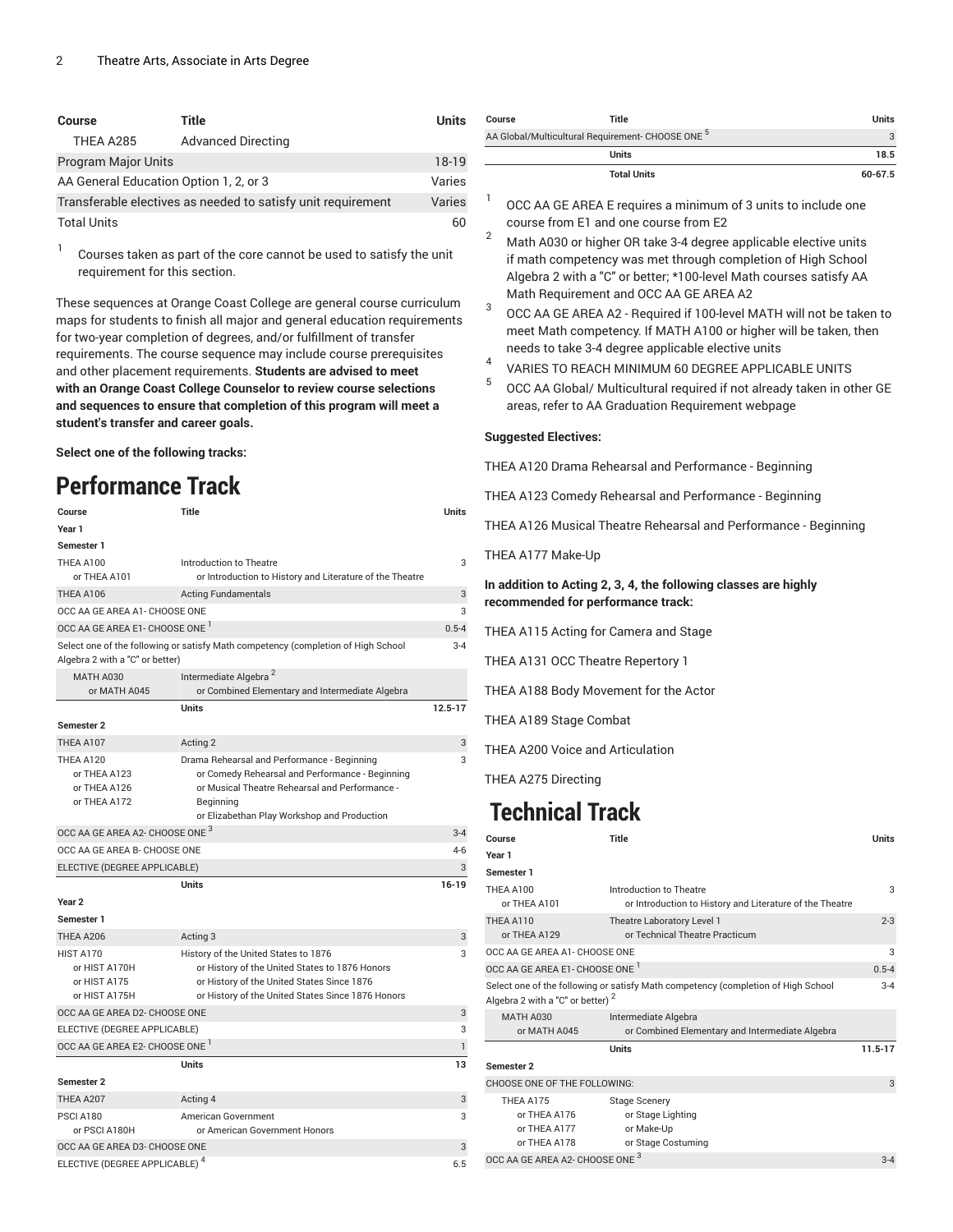| Course | Title | Units |
|---|---|---|
| THEA A285 | Advanced Directing | |
| Program Major Units | | 18-19 |
| AA General Education Option 1, 2, or 3 | | Varies |
| Transferable electives as needed to satisfy unit requirement | | Varies |
| Total Units | | 60 |

1. Courses taken as part of the core cannot be used to satisfy the unit requirement for this section.

These sequences at Orange Coast College are general course curriculum maps for students to finish all major and general education requirements for two-year completion of degrees, and/or fulfillment of transfer requirements. The course sequence may include course prerequisites and other placement requirements. **Students are advised to meet with an Orange Coast College Counselor to review course selections and sequences to ensure that completion of this program will meet a student's transfer and career goals.**

**Select one of the following tracks:**

# Performance Track

| Course | Title | Units |
|---|---|---|
| **Year 1** | | |
| **Semester 1** | | |
| THEA A100<br>or THEA A101 | Introduction to Theatre<br>or Introduction to History and Literature of the Theatre | 3 |
| THEA A106 | Acting Fundamentals | 3 |
| OCC AA GE AREA A1- CHOOSE ONE | | 3 |
| OCC AA GE AREA E1- CHOOSE ONE [1] | | 0.5-4 |
| Select one of the following or satisfy Math competency (completion of High School Algebra 2 with a "C" or better) | | 3-4 |
| MATH A030<br>or MATH A045 | Intermediate Algebra [2]<br>or Combined Elementary and Intermediate Algebra | |
| | **Units** | **12.5-17** |
| **Semester 2** | | |
| THEA A107 | Acting 2 | 3 |
| THEA A120<br>or THEA A123<br>or THEA A126<br>or THEA A172 | Drama Rehearsal and Performance - Beginning<br>or Comedy Rehearsal and Performance - Beginning<br>or Musical Theatre Rehearsal and Performance - Beginning<br>or Elizabethan Play Workshop and Production | 3 |
| OCC AA GE AREA A2- CHOOSE ONE [3] | | 3-4 |
| OCC AA GE AREA B- CHOOSE ONE | | 4-6 |
| ELECTIVE (DEGREE APPLICABLE) | | 3 |
| | **Units** | **16-19** |
| **Year 2** | | |
| **Semester 1** | | |
| THEA A206 | Acting 3 | 3 |
| HIST A170<br>or HIST A170H<br>or HIST A175<br>or HIST A175H | History of the United States to 1876<br>or History of the United States to 1876 Honors<br>or History of the United States Since 1876<br>or History of the United States Since 1876 Honors | 3 |
| OCC AA GE AREA D2- CHOOSE ONE | | 3 |
| ELECTIVE (DEGREE APPLICABLE) | | 3 |
| OCC AA GE AREA E2- CHOOSE ONE [1] | | 1 |
| | **Units** | **13** |
| **Semester 2** | | |
| THEA A207 | Acting 4 | 3 |
| PSCI A180<br>or PSCI A180H | American Government<br>or American Government Honors | 3 |
| OCC AA GE AREA D3- CHOOSE ONE | | 3 |
| ELECTIVE (DEGREE APPLICABLE) [4] | | 6.5 |
| AA Global/Multicultural Requirement- CHOOSE ONE [5] | | 3 |
| | **Units** | **18.5** |
| | **Total Units** | **60-67.5** |

1. OCC AA GE AREA E requires a minimum of 3 units to include one course from E1 and one course from E2
2. Math A030 or higher OR take 3-4 degree applicable elective units if math competency was met through completion of High School Algebra 2 with a "C" or better; *100-level Math courses satisfy AA Math Requirement and OCC AA GE AREA A2
3. OCC AA GE AREA A2 - Required if 100-level MATH will not be taken to meet Math competency. If MATH A100 or higher will be taken, then needs to take 3-4 degree applicable elective units
4. VARIES TO REACH MINIMUM 60 DEGREE APPLICABLE UNITS
5. OCC AA Global/ Multicultural required if not already taken in other GE areas, refer to AA Graduation Requirement webpage

**Suggested Electives:**

THEA A120 Drama Rehearsal and Performance - Beginning

THEA A123 Comedy Rehearsal and Performance - Beginning

THEA A126 Musical Theatre Rehearsal and Performance - Beginning

THEA A177 Make-Up

**In addition to Acting 2, 3, 4, the following classes are highly recommended for performance track:**

THEA A115 Acting for Camera and Stage

THEA A131 OCC Theatre Repertory 1

THEA A188 Body Movement for the Actor

THEA A189 Stage Combat

THEA A200 Voice and Articulation

THEA A275 Directing

# Technical Track

| Course | Title | Units |
|---|---|---|
| **Year 1** | | |
| **Semester 1** | | |
| THEA A100<br>or THEA A101 | Introduction to Theatre<br>or Introduction to History and Literature of the Theatre | 3 |
| THEA A110<br>or THEA A129 | Theatre Laboratory Level 1<br>or Technical Theatre Practicum | 2-3 |
| OCC AA GE AREA A1- CHOOSE ONE | | 3 |
| OCC AA GE AREA E1- CHOOSE ONE [1] | | 0.5-4 |
| Select one of the following or satisfy Math competency (completion of High School Algebra 2 with a "C" or better) [2] | | 3-4 |
| MATH A030<br>or MATH A045 | Intermediate Algebra<br>or Combined Elementary and Intermediate Algebra | |
| | **Units** | **11.5-17** |
| **Semester 2** | | |
| CHOOSE ONE OF THE FOLLOWING: | | 3 |
| THEA A175<br>or THEA A176<br>or THEA A177<br>or THEA A178 | Stage Scenery<br>or Stage Lighting<br>or Make-Up<br>or Stage Costuming | |
| OCC AA GE AREA A2- CHOOSE ONE [3] | | 3-4 |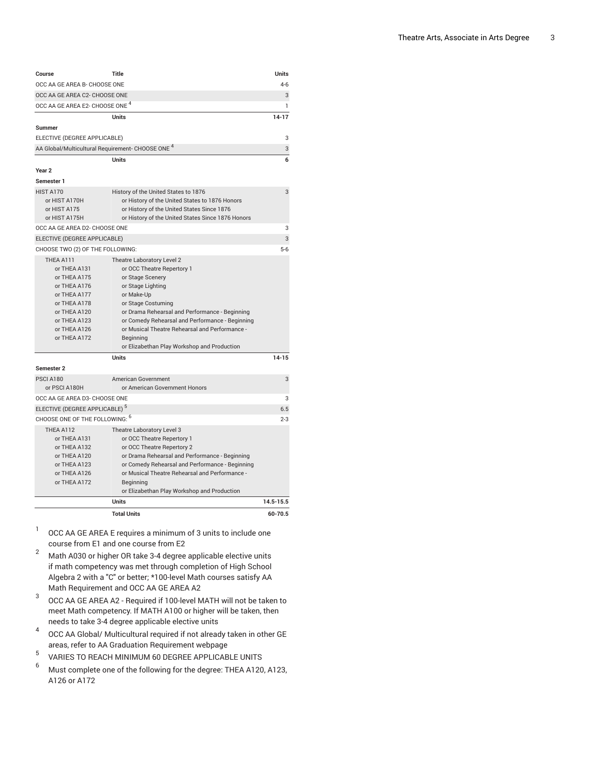| Course | Title | Units |
| --- | --- | --- |
| OCC AA GE AREA B- CHOOSE ONE | | 4-6 |
| OCC AA GE AREA C2- CHOOSE ONE | | 3 |
| OCC AA GE AREA E2- CHOOSE ONE [4] | | 1 |
| | Units | 14-17 |
| **Summer** | | |
| ELECTIVE (DEGREE APPLICABLE) | | 3 |
| AA Global/Multicultural Requirement- CHOOSE ONE [4] | | 3 |
| | Units | 6 |
| **Year 2** | | |
| **Semester 1** | | |
| HIST A170<br>or HIST A170H<br>or HIST A175<br>or HIST A175H | History of the United States to 1876<br>or History of the United States to 1876 Honors<br>or History of the United States Since 1876<br>or History of the United States Since 1876 Honors | 3 |
| OCC AA GE AREA D2- CHOOSE ONE | | 3 |
| ELECTIVE (DEGREE APPLICABLE) | | 3 |
| CHOOSE TWO (2) OF THE FOLLOWING: | | 5-6 |
| THEA A111<br>or THEA A131<br>or THEA A175<br>or THEA A176<br>or THEA A177<br>or THEA A178<br>or THEA A120<br>or THEA A123<br>or THEA A126<br>or THEA A172 | Theatre Laboratory Level 2<br>or OCC Theatre Repertory 1<br>or Stage Scenery<br>or Stage Lighting<br>or Make-Up<br>or Stage Costuming<br>or Drama Rehearsal and Performance - Beginning<br>or Comedy Rehearsal and Performance - Beginning<br>or Musical Theatre Rehearsal and Performance - Beginning<br>or Elizabethan Play Workshop and Production | |
| | Units | 14-15 |
| **Semester 2** | | |
| PSCI A180<br>or PSCI A180H | American Government<br>or American Government Honors | 3 |
| OCC AA GE AREA D3- CHOOSE ONE | | 3 |
| ELECTIVE (DEGREE APPLICABLE) [5] | | 6.5 |
| CHOOSE ONE OF THE FOLLOWING: [6] | | 2-3 |
| THEA A112<br>or THEA A131<br>or THEA A132<br>or THEA A120<br>or THEA A123<br>or THEA A126<br>or THEA A172 | Theatre Laboratory Level 3<br>or OCC Theatre Repertory 1<br>or OCC Theatre Repertory 2<br>or Drama Rehearsal and Performance - Beginning<br>or Comedy Rehearsal and Performance - Beginning<br>or Musical Theatre Rehearsal and Performance - Beginning<br>or Elizabethan Play Workshop and Production | |
| | Units | 14.5-15.5 |
| | **Total Units** | **60-70.5** |

1. OCC AA GE AREA E requires a minimum of 3 units to include one course from E1 and one course from E2
2. Math A030 or higher OR take 3-4 degree applicable elective units if math competency was met through completion of High School Algebra 2 with a "C" or better; *100-level Math courses satisfy AA Math Requirement and OCC AA GE AREA A2
3. OCC AA GE AREA A2 - Required if 100-level MATH will not be taken to meet Math competency. If MATH A100 or higher will be taken, then needs to take 3-4 degree applicable elective units
4. OCC AA Global/ Multicultural required if not already taken in other GE areas, refer to AA Graduation Requirement webpage
5. VARIES TO REACH MINIMUM 60 DEGREE APPLICABLE UNITS
6. Must complete one of the following for the degree: THEA A120, A123, A126 or A172